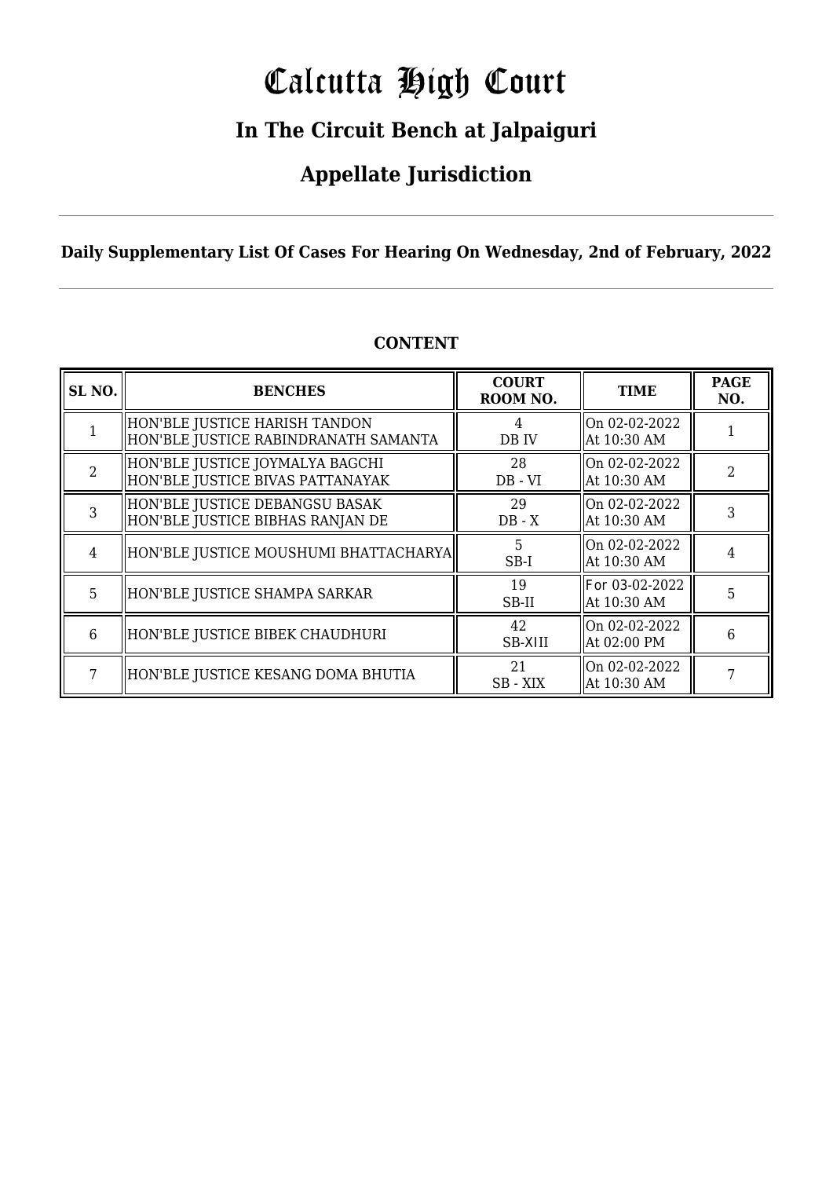# Calcutta High Court

## In The Circuit Bench at Jalpaiguri

## Appellate Jurisdiction

**Daily Supplementary List Of Cases For Hearing On Wednesday, 2nd of February, 2022**

### CONTENT

| SL NO. | BENCHES | COURT ROOM NO. | TIME | PAGE NO. |
|---|---|---|---|---|
| 1 | HON'BLE JUSTICE HARISH TANDON<br>HON'BLE JUSTICE RABINDRANATH SAMANTA | 4<br>DB IV | On 02-02-2022<br>At 10:30 AM | 1 |
| 2 | HON'BLE JUSTICE JOYMALYA BAGCHI<br>HON'BLE JUSTICE BIVAS PATTANAYAK | 28<br>DB - VI | On 02-02-2022<br>At 10:30 AM | 2 |
| 3 | HON'BLE JUSTICE DEBANGSU BASAK<br>HON'BLE JUSTICE BIBHAS RANJAN DE | 29<br>DB - X | On 02-02-2022<br>At 10:30 AM | 3 |
| 4 | HON'BLE JUSTICE MOUSHUMI BHATTACHARYA | 5<br>SB-I | On 02-02-2022<br>At 10:30 AM | 4 |
| 5 | HON'BLE JUSTICE SHAMPA SARKAR | 19<br>SB-II | For 03-02-2022<br>At 10:30 AM | 5 |
| 6 | HON'BLE JUSTICE BIBEK CHAUDHURI | 42<br>SB-XIII | On 02-02-2022<br>At 02:00 PM | 6 |
| 7 | HON'BLE JUSTICE KESANG DOMA BHUTIA | 21<br>SB - XIX | On 02-02-2022<br>At 10:30 AM | 7 |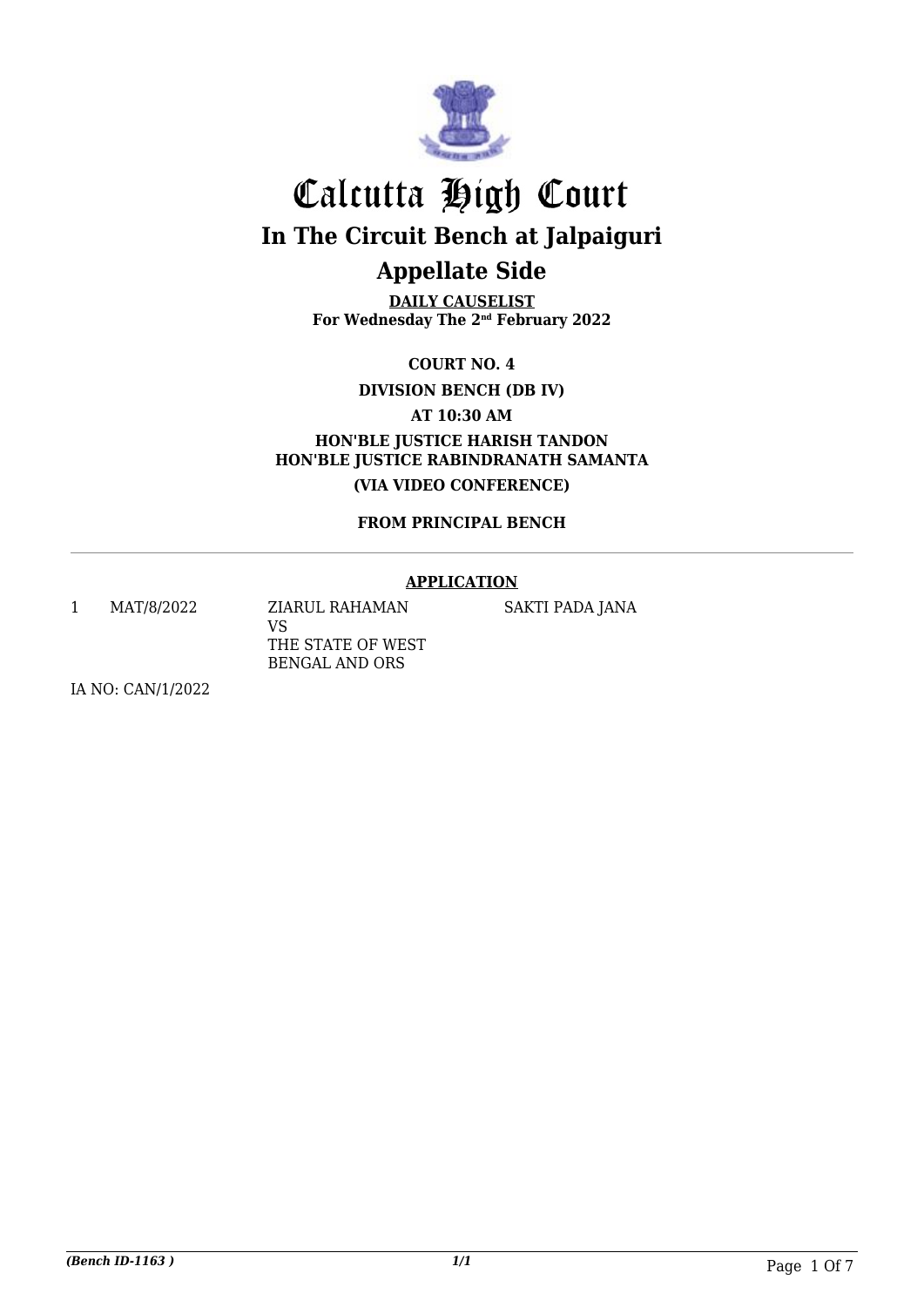# Calcutta High Court

## In The Circuit Bench at Jalpaiguri

## Appellate Side

**DAILY CAUSELIST**
**For Wednesday The 2nd February 2022**

**COURT NO. 4**

**DIVISION BENCH (DB IV)**

**AT 10:30 AM**

**HON'BLE JUSTICE HARISH TANDON**
**HON'BLE JUSTICE RABINDRANATH SAMANTA**

**(VIA VIDEO CONFERENCE)**

**FROM PRINCIPAL BENCH**

---

**APPLICATION**

| | | | |
|---|---|---|---|
| 1 | MAT/8/2022 | ZIARUL RAHAMAN VS THE STATE OF WEST BENGAL AND ORS | SAKTI PADA JANA |

IA NO: CAN/1/2022

*(Bench ID-1163 )*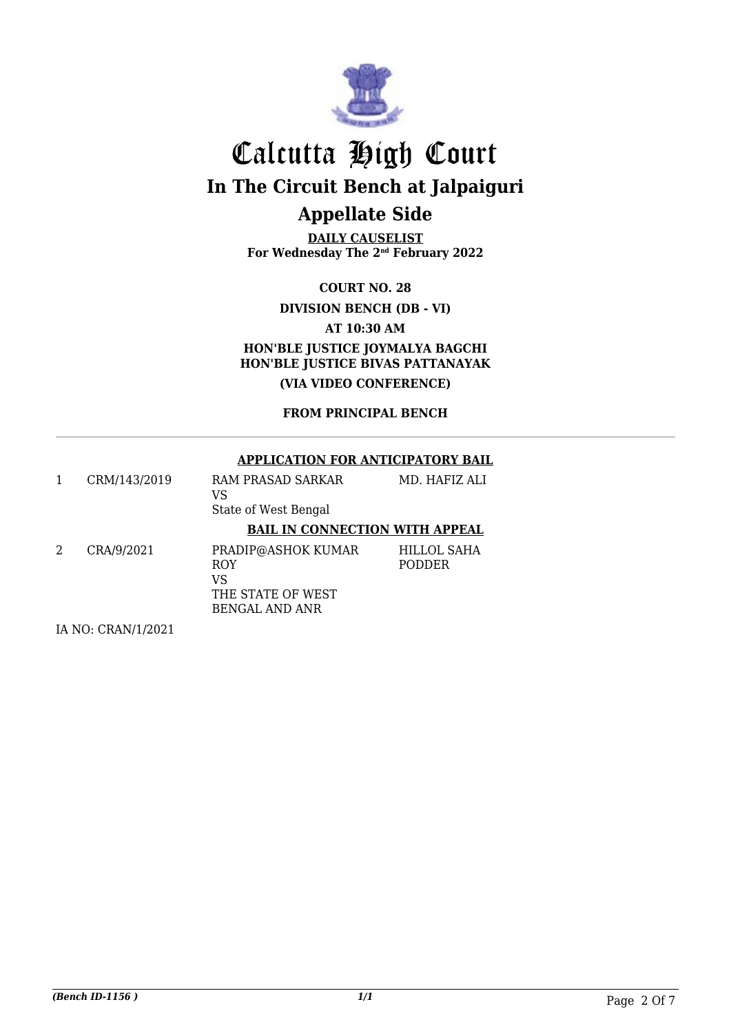# Calcutta High Court

## In The Circuit Bench at Jalpaiguri

## Appellate Side

**DAILY CAUSELIST**
**For Wednesday The 2nd February 2022**

**COURT NO. 28**

**DIVISION BENCH (DB - VI)**

**AT 10:30 AM**

**HON'BLE JUSTICE JOYMALYA BAGCHI**
**HON'BLE JUSTICE BIVAS PATTANAYAK**

**(VIA VIDEO CONFERENCE)**

**FROM PRINCIPAL BENCH**

**APPLICATION FOR ANTICIPATORY BAIL**

| | | | |
|---|---|---|---|
| 1 | CRM/143/2019 | RAM PRASAD SARKAR<br>VS<br>State of West Bengal | MD. HAFIZ ALI |

**BAIL IN CONNECTION WITH APPEAL**

| | | | |
|---|---|---|---|
| 2 | CRA/9/2021 | PRADIP@ASHOK KUMAR ROY<br>VS<br>THE STATE OF WEST BENGAL AND ANR | HILLOL SAHA PODDER |

IA NO: CRAN/1/2021

*(Bench ID-1156 )*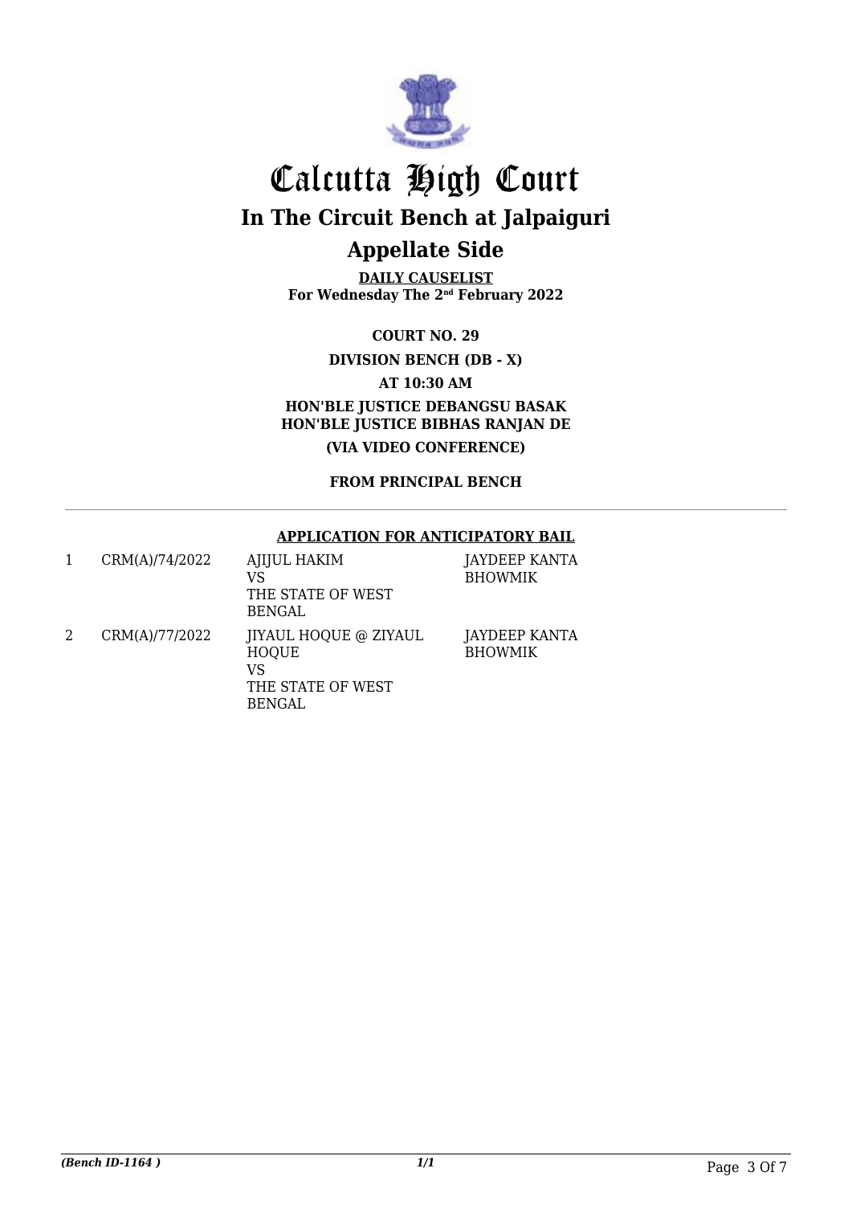# Calcutta High Court

## In The Circuit Bench at Jalpaiguri

## Appellate Side

**DAILY CAUSELIST**
**For Wednesday The 2nd February 2022**

**COURT NO. 29**

**DIVISION BENCH (DB - X)**

**AT 10:30 AM**

**HON'BLE JUSTICE DEBANGSU BASAK**
**HON'BLE JUSTICE BIBHAS RANJAN DE**

**(VIA VIDEO CONFERENCE)**

**FROM PRINCIPAL BENCH**

---

**APPLICATION FOR ANTICIPATORY BAIL**

| | | | |
|---|---|---|---|
| 1 | CRM(A)/74/2022 | AJIJUL HAKIM<br>VS<br>THE STATE OF WEST BENGAL | JAYDEEP KANTA BHOWMIK |
| 2 | CRM(A)/77/2022 | JIYAUL HOQUE @ ZIYAUL HOQUE<br>VS<br>THE STATE OF WEST BENGAL | JAYDEEP KANTA BHOWMIK |

*(Bench ID-1164 )* 1/1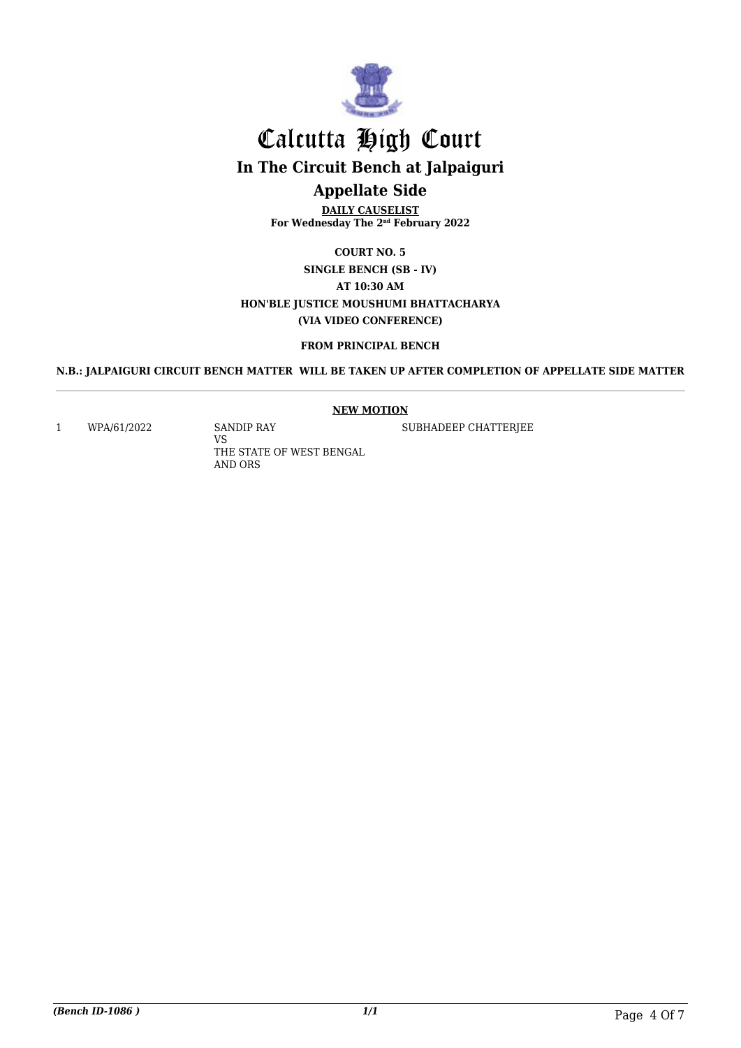# Calcutta High Court

## In The Circuit Bench at Jalpaiguri

## Appellate Side

**DAILY CAUSELIST**
**For Wednesday The 2nd February 2022**

**COURT NO. 5**
**SINGLE BENCH (SB - IV)**
**AT 10:30 AM**
**HON'BLE JUSTICE MOUSHUMI BHATTACHARYA**
**(VIA VIDEO CONFERENCE)**

**FROM PRINCIPAL BENCH**

**N.B.: JALPAIGURI CIRCUIT BENCH MATTER WILL BE TAKEN UP AFTER COMPLETION OF APPELLATE SIDE MATTER**

**NEW MOTION**

| | | | |
|---|---|---|---|
| 1 | WPA/61/2022 | SANDIP RAY<br>VS<br>THE STATE OF WEST BENGAL AND ORS | SUBHADEEP CHATTERJEE |

*(Bench ID-1086 )*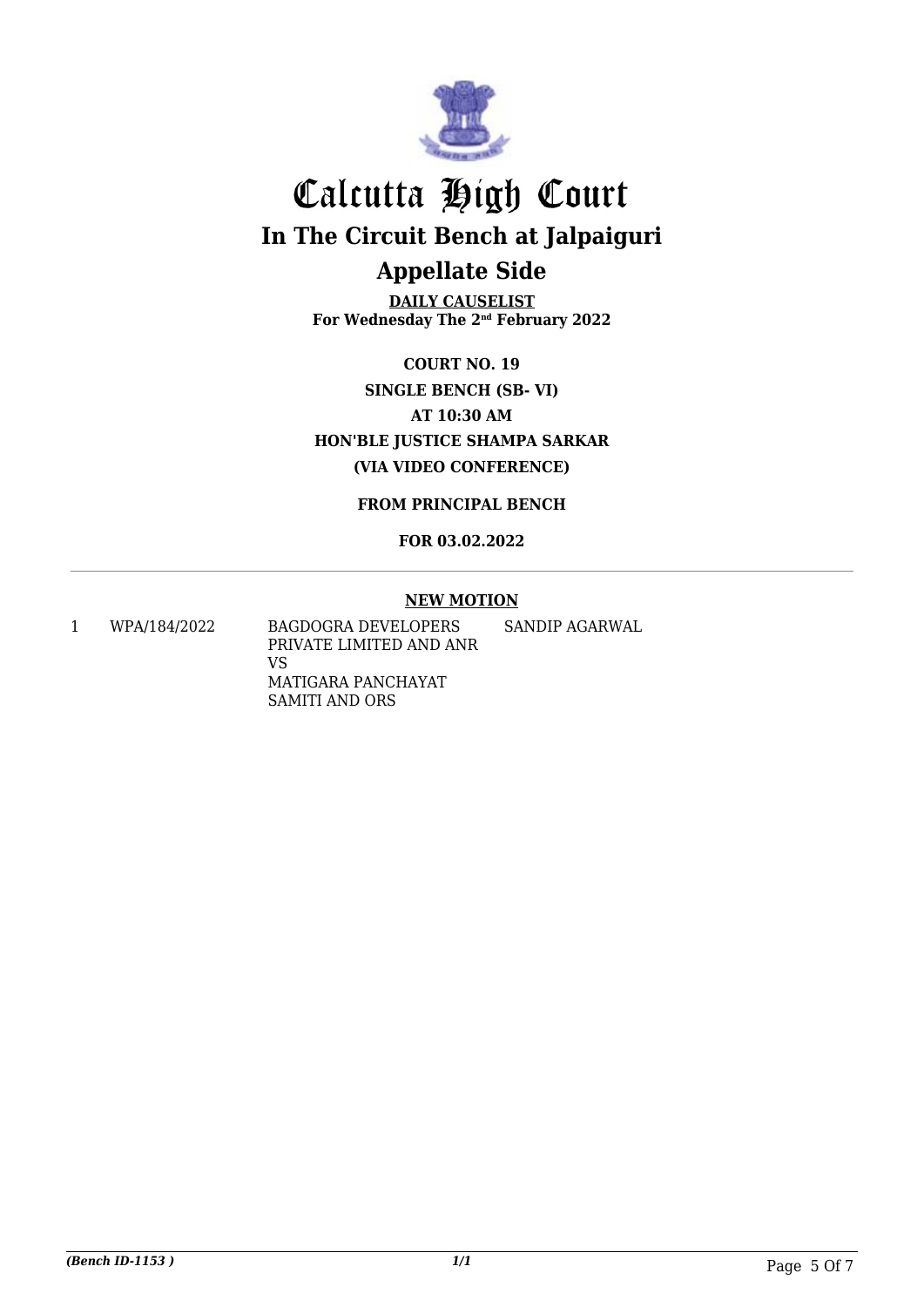# Calcutta High Court

## In The Circuit Bench at Jalpaiguri

## Appellate Side

**DAILY CAUSELIST**
**For Wednesday The 2nd February 2022**

**COURT NO. 19**

**SINGLE BENCH (SB- VI)**

**AT 10:30 AM**

**HON'BLE JUSTICE SHAMPA SARKAR**

**(VIA VIDEO CONFERENCE)**

**FROM PRINCIPAL BENCH**

**FOR 03.02.2022**

---

**NEW MOTION**

| | | | |
|---|---|---|---|
| 1 | WPA/184/2022 | BAGDOGRA DEVELOPERS PRIVATE LIMITED AND ANR VS MATIGARA PANCHAYAT SAMITI AND ORS | SANDIP AGARWAL |

*(Bench ID-1153 )* *1/1*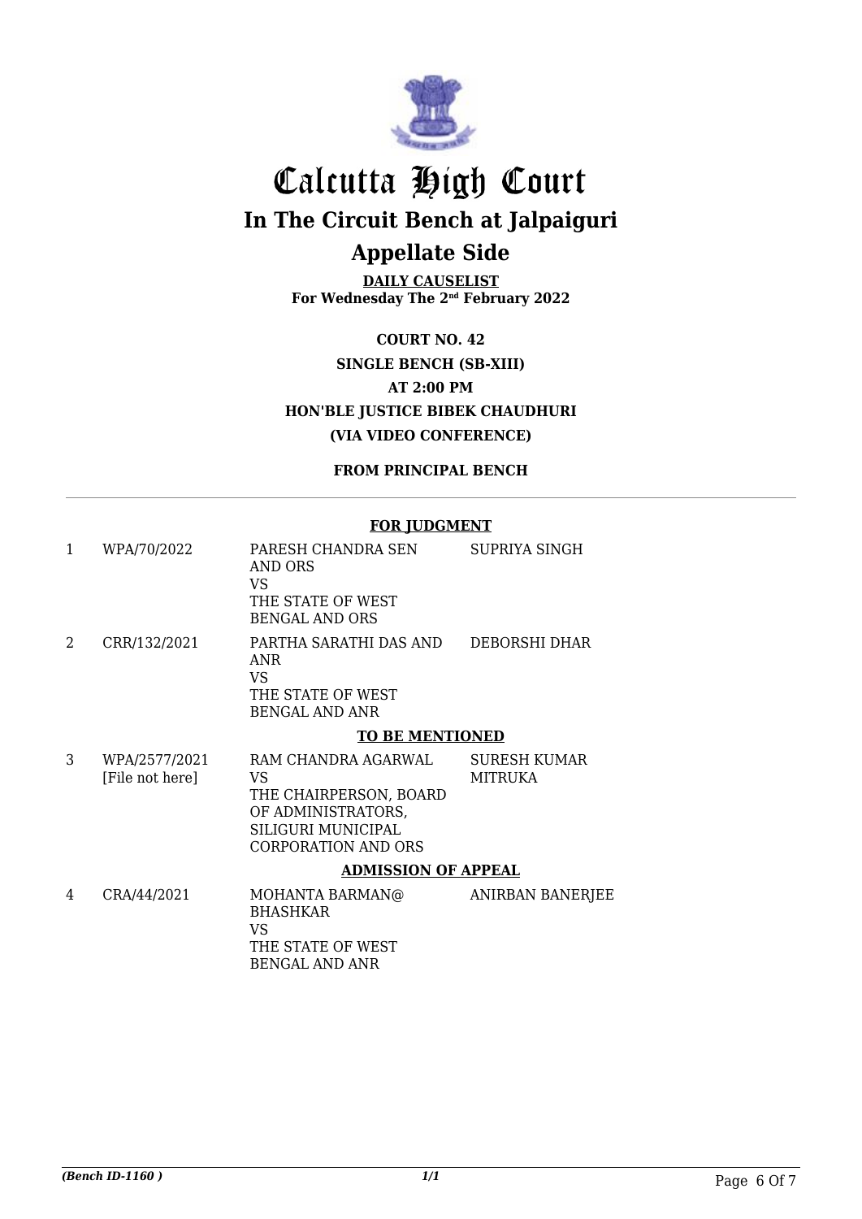# Calcutta High Court

## In The Circuit Bench at Jalpaiguri

## Appellate Side

**DAILY CAUSELIST**
**For Wednesday The 2nd February 2022**

**COURT NO. 42**
**SINGLE BENCH (SB-XIII)**
**AT 2:00 PM**
**HON'BLE JUSTICE BIBEK CHAUDHURI**
**(VIA VIDEO CONFERENCE)**

**FROM PRINCIPAL BENCH**

**FOR JUDGMENT**

| | | | |
|---|---|---|---|
| 1 | WPA/70/2022 | PARESH CHANDRA SEN AND ORS VS THE STATE OF WEST BENGAL AND ORS | SUPRIYA SINGH |
| 2 | CRR/132/2021 | PARTHA SARATHI DAS AND ANR VS THE STATE OF WEST BENGAL AND ANR | DEBORSHI DHAR |

**TO BE MENTIONED**

| | | | |
|---|---|---|---|
| 3 | WPA/2577/2021 [File not here] | RAM CHANDRA AGARWAL VS THE CHAIRPERSON, BOARD OF ADMINISTRATORS, SILIGURI MUNICIPAL CORPORATION AND ORS | SURESH KUMAR MITRUKA |

**ADMISSION OF APPEAL**

| | | | |
|---|---|---|---|
| 4 | CRA/44/2021 | MOHANTA BARMAN@ BHASHKAR VS THE STATE OF WEST BENGAL AND ANR | ANIRBAN BANERJEE |

*(Bench ID-1160 )* 1/1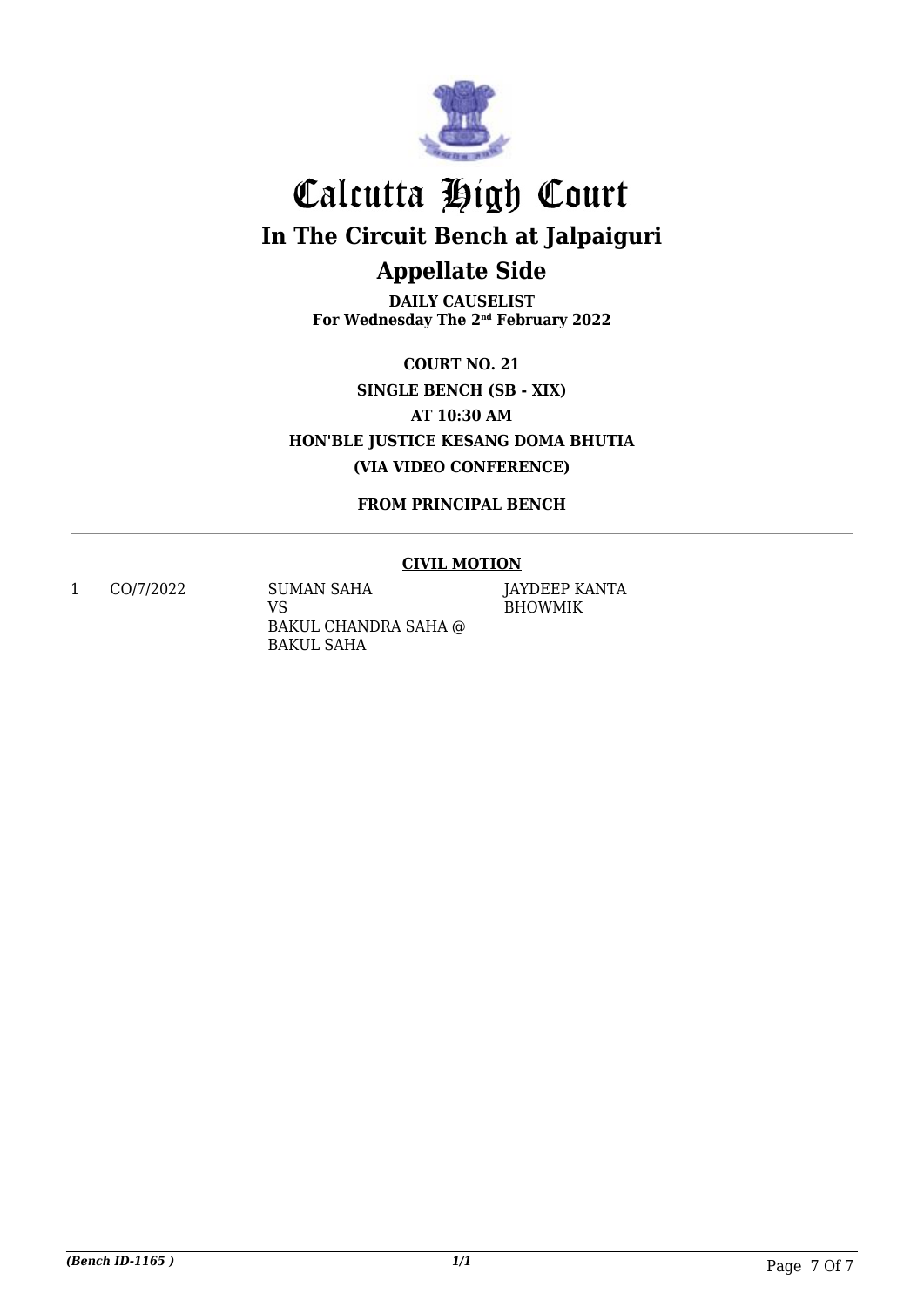# Calcutta High Court

## In The Circuit Bench at Jalpaiguri

## Appellate Side

**DAILY CAUSELIST**
**For Wednesday The 2nd February 2022**

**COURT NO. 21**
**SINGLE BENCH (SB - XIX)**
**AT 10:30 AM**
**HON'BLE JUSTICE KESANG DOMA BHUTIA**
**(VIA VIDEO CONFERENCE)**

**FROM PRINCIPAL BENCH**

**CIVIL MOTION**

| | | | |
|---|---|---|---|
| 1 | CO/7/2022 | SUMAN SAHA<br>VS<br>BAKUL CHANDRA SAHA @ BAKUL SAHA | JAYDEEP KANTA BHOWMIK |

*(Bench ID-1165 )*